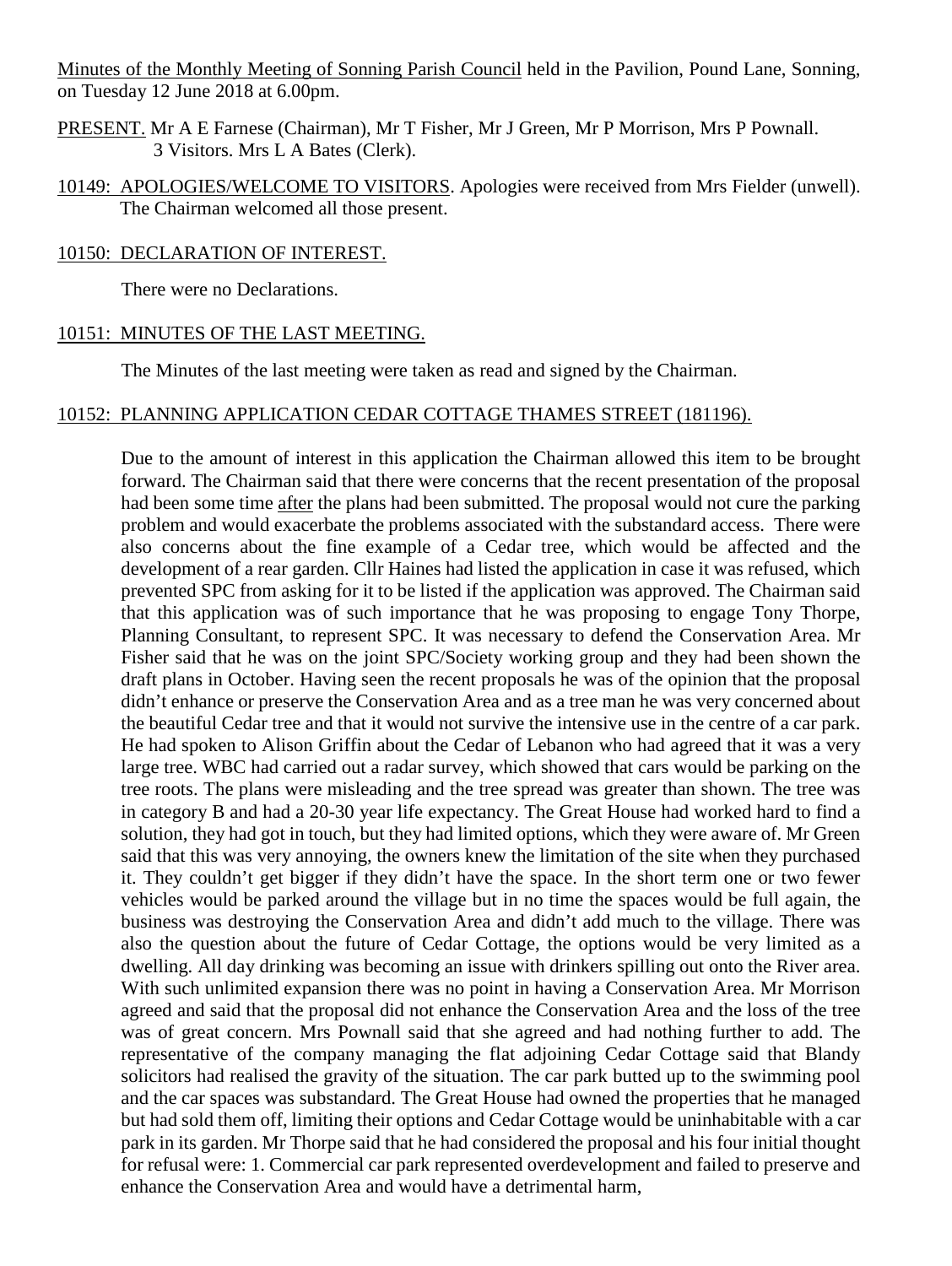Minutes of the Monthly Meeting of Sonning Parish Council held in the Pavilion, Pound Lane, Sonning, on Tuesday 12 June 2018 at 6.00pm.

PRESENT. Mr A E Farnese (Chairman), Mr T Fisher, Mr J Green, Mr P Morrison, Mrs P Pownall. 3 Visitors. Mrs L A Bates (Clerk).

10149: APOLOGIES/WELCOME TO VISITORS. Apologies were received from Mrs Fielder (unwell). The Chairman welcomed all those present.

10150: DECLARATION OF INTEREST.

There were no Declarations.

10151: MINUTES OF THE LAST MEETING.

The Minutes of the last meeting were taken as read and signed by the Chairman.

10152: PLANNING APPLICATION CEDAR COTTAGE THAMES STREET (181196).

Due to the amount of interest in this application the Chairman allowed this item to be brought forward. The Chairman said that there were concerns that the recent presentation of the proposal had been some time after the plans had been submitted. The proposal would not cure the parking problem and would exacerbate the problems associated with the substandard access. There were also concerns about the fine example of a Cedar tree, which would be affected and the development of a rear garden. Cllr Haines had listed the application in case it was refused, which prevented SPC from asking for it to be listed if the application was approved. The Chairman said that this application was of such importance that he was proposing to engage Tony Thorpe, Planning Consultant, to represent SPC. It was necessary to defend the Conservation Area. Mr Fisher said that he was on the joint SPC/Society working group and they had been shown the draft plans in October. Having seen the recent proposals he was of the opinion that the proposal didn't enhance or preserve the Conservation Area and as a tree man he was very concerned about the beautiful Cedar tree and that it would not survive the intensive use in the centre of a car park. He had spoken to Alison Griffin about the Cedar of Lebanon who had agreed that it was a very large tree. WBC had carried out a radar survey, which showed that cars would be parking on the tree roots. The plans were misleading and the tree spread was greater than shown. The tree was in category B and had a 20-30 year life expectancy. The Great House had worked hard to find a solution, they had got in touch, but they had limited options, which they were aware of. Mr Green said that this was very annoying, the owners knew the limitation of the site when they purchased it. They couldn't get bigger if they didn't have the space. In the short term one or two fewer vehicles would be parked around the village but in no time the spaces would be full again, the business was destroying the Conservation Area and didn't add much to the village. There was also the question about the future of Cedar Cottage, the options would be very limited as a dwelling. All day drinking was becoming an issue with drinkers spilling out onto the River area. With such unlimited expansion there was no point in having a Conservation Area. Mr Morrison agreed and said that the proposal did not enhance the Conservation Area and the loss of the tree was of great concern. Mrs Pownall said that she agreed and had nothing further to add. The representative of the company managing the flat adjoining Cedar Cottage said that Blandy solicitors had realised the gravity of the situation. The car park butted up to the swimming pool and the car spaces was substandard. The Great House had owned the properties that he managed but had sold them off, limiting their options and Cedar Cottage would be uninhabitable with a car park in its garden. Mr Thorpe said that he had considered the proposal and his four initial thought for refusal were: 1. Commercial car park represented overdevelopment and failed to preserve and enhance the Conservation Area and would have a detrimental harm,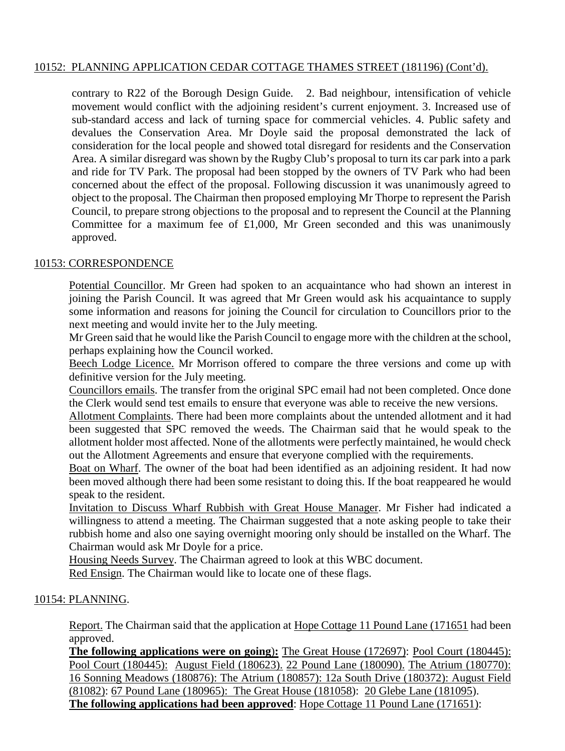10152: PLANNING APPLICATION CEDAR COTTAGE THAMES STREET (181196) (Cont'd).

contrary to R22 of the Borough Design Guide. 2. Bad neighbour, intensification of vehicle movement would conflict with the adjoining resident's current enjoyment. 3. Increased use of sub-standard access and lack of turning space for commercial vehicles. 4. Public safety and devalues the Conservation Area. Mr Doyle said the proposal demonstrated the lack of consideration for the local people and showed total disregard for residents and the Conservation Area. A similar disregard was shown by the Rugby Club's proposal to turn its car park into a park and ride for TV Park. The proposal had been stopped by the owners of TV Park who had been concerned about the effect of the proposal. Following discussion it was unanimously agreed to object to the proposal. The Chairman then proposed employing Mr Thorpe to represent the Parish Council, to prepare strong objections to the proposal and to represent the Council at the Planning Committee for a maximum fee of £1,000, Mr Green seconded and this was unanimously approved.

10153: CORRESPONDENCE

Potential Councillor. Mr Green had spoken to an acquaintance who had shown an interest in joining the Parish Council. It was agreed that Mr Green would ask his acquaintance to supply some information and reasons for joining the Council for circulation to Councillors prior to the next meeting and would invite her to the July meeting.

Mr Green said that he would like the Parish Council to engage more with the children at the school, perhaps explaining how the Council worked.

Beech Lodge Licence. Mr Morrison offered to compare the three versions and come up with definitive version for the July meeting.

Councillors emails. The transfer from the original SPC email had not been completed. Once done the Clerk would send test emails to ensure that everyone was able to receive the new versions.

Allotment Complaints. There had been more complaints about the untended allotment and it had been suggested that SPC removed the weeds. The Chairman said that he would speak to the allotment holder most affected. None of the allotments were perfectly maintained, he would check out the Allotment Agreements and ensure that everyone complied with the requirements.

Boat on Wharf. The owner of the boat had been identified as an adjoining resident. It had now been moved although there had been some resistant to doing this. If the boat reappeared he would speak to the resident.

Invitation to Discuss Wharf Rubbish with Great House Manager. Mr Fisher had indicated a willingness to attend a meeting. The Chairman suggested that a note asking people to take their rubbish home and also one saying overnight mooring only should be installed on the Wharf. The Chairman would ask Mr Doyle for a price.

Housing Needs Survey. The Chairman agreed to look at this WBC document.

Red Ensign. The Chairman would like to locate one of these flags.

10154: PLANNING.

Report. The Chairman said that the application at Hope Cottage 11 Pound Lane (171651 had been approved.

**The following applications were on going):** The Great House (172697): Pool Court (180445): Pool Court (180445): August Field (180623). 22 Pound Lane (180090). The Atrium (180770): 16 Sonning Meadows (180876): The Atrium (180857): 12a South Drive (180372): August Field (81082): 67 Pound Lane (180965): The Great House (181058): 20 Glebe Lane (181095).

**The following applications had been approved**: Hope Cottage 11 Pound Lane (171651):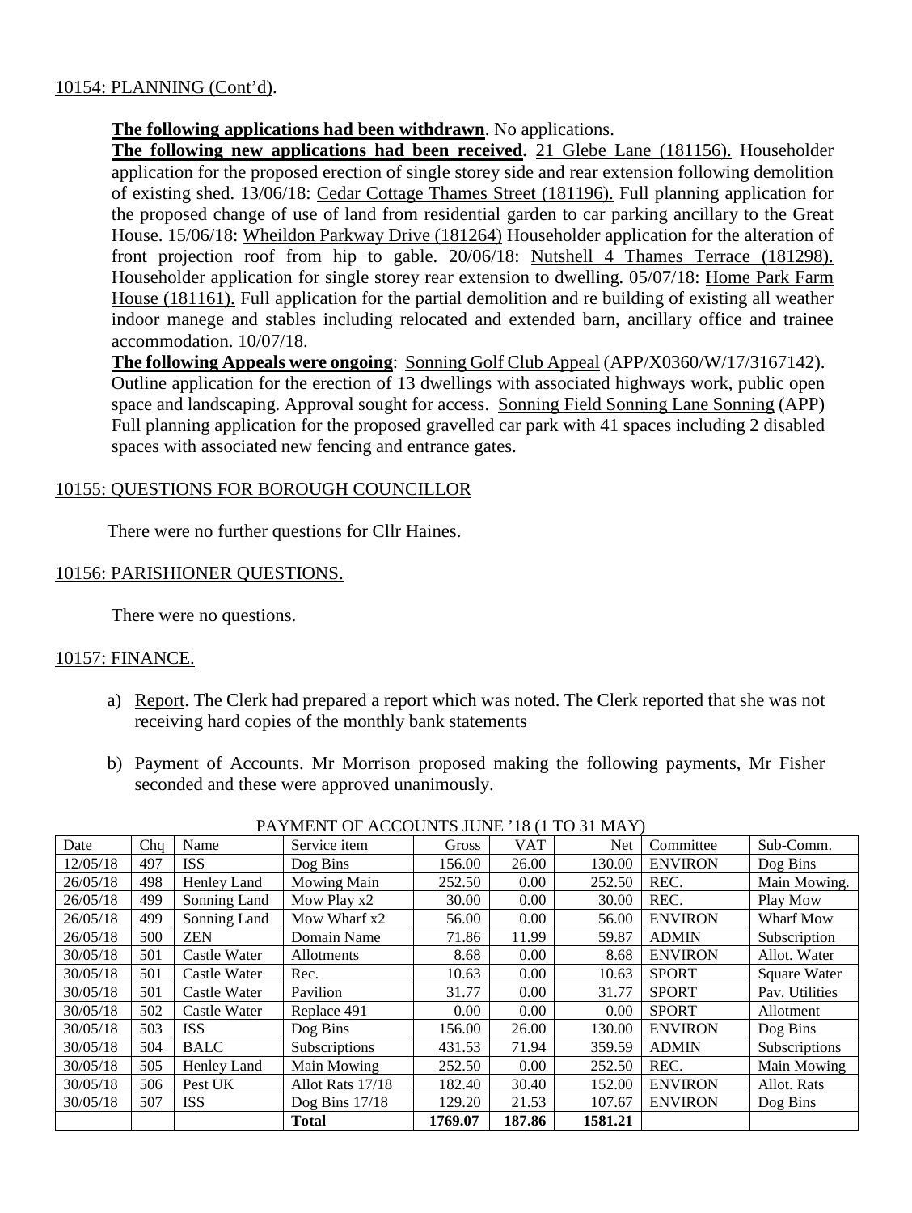10154: PLANNING (Cont'd).

**The following applications had been withdrawn**. No applications.

**The following new applications had been received.** 21 Glebe Lane (181156). Householder application for the proposed erection of single storey side and rear extension following demolition of existing shed. 13/06/18: Cedar Cottage Thames Street (181196). Full planning application for the proposed change of use of land from residential garden to car parking ancillary to the Great House. 15/06/18: Wheildon Parkway Drive (181264) Householder application for the alteration of front projection roof from hip to gable. 20/06/18: Nutshell 4 Thames Terrace (181298). Householder application for single storey rear extension to dwelling. 05/07/18: Home Park Farm House (181161). Full application for the partial demolition and re building of existing all weather indoor manege and stables including relocated and extended barn, ancillary office and trainee accommodation. 10/07/18.

**The following Appeals were ongoing**: Sonning Golf Club Appeal (APP/X0360/W/17/3167142). Outline application for the erection of 13 dwellings with associated highways work, public open space and landscaping. Approval sought for access. Sonning Field Sonning Lane Sonning (APP) Full planning application for the proposed gravelled car park with 41 spaces including 2 disabled spaces with associated new fencing and entrance gates.

10155: QUESTIONS FOR BOROUGH COUNCILLOR

There were no further questions for Cllr Haines.

10156: PARISHIONER QUESTIONS.

There were no questions.

10157: FINANCE.

a) Report. The Clerk had prepared a report which was noted. The Clerk reported that she was not receiving hard copies of the monthly bank statements

b) Payment of Accounts. Mr Morrison proposed making the following payments, Mr Fisher seconded and these were approved unanimously.

PAYMENT OF ACCOUNTS JUNE '18 (1 TO 31 MAY)

| Date | Chq | Name | Service item | Gross | VAT | Net | Committee | Sub-Comm. |
|---|---|---|---|---|---|---|---|---|
| 12/05/18 | 497 | ISS | Dog Bins | 156.00 | 26.00 | 130.00 | ENVIRON | Dog Bins |
| 26/05/18 | 498 | Henley Land | Mowing Main | 252.50 | 0.00 | 252.50 | REC. | Main Mowing. |
| 26/05/18 | 499 | Sonning Land | Mow Play x2 | 30.00 | 0.00 | 30.00 | REC. | Play Mow |
| 26/05/18 | 499 | Sonning Land | Mow Wharf x2 | 56.00 | 0.00 | 56.00 | ENVIRON | Wharf Mow |
| 26/05/18 | 500 | ZEN | Domain Name | 71.86 | 11.99 | 59.87 | ADMIN | Subscription |
| 30/05/18 | 501 | Castle Water | Allotments | 8.68 | 0.00 | 8.68 | ENVIRON | Allot. Water |
| 30/05/18 | 501 | Castle Water | Rec. | 10.63 | 0.00 | 10.63 | SPORT | Square Water |
| 30/05/18 | 501 | Castle Water | Pavilion | 31.77 | 0.00 | 31.77 | SPORT | Pav. Utilities |
| 30/05/18 | 502 | Castle Water | Replace 491 | 0.00 | 0.00 | 0.00 | SPORT | Allotment |
| 30/05/18 | 503 | ISS | Dog Bins | 156.00 | 26.00 | 130.00 | ENVIRON | Dog Bins |
| 30/05/18 | 504 | BALC | Subscriptions | 431.53 | 71.94 | 359.59 | ADMIN | Subscriptions |
| 30/05/18 | 505 | Henley Land | Main Mowing | 252.50 | 0.00 | 252.50 | REC. | Main Mowing |
| 30/05/18 | 506 | Pest UK | Allot Rats 17/18 | 182.40 | 30.40 | 152.00 | ENVIRON | Allot. Rats |
| 30/05/18 | 507 | ISS | Dog Bins 17/18 | 129.20 | 21.53 | 107.67 | ENVIRON | Dog Bins |
| | | | **Total** | **1769.07** | **187.86** | **1581.21** | | |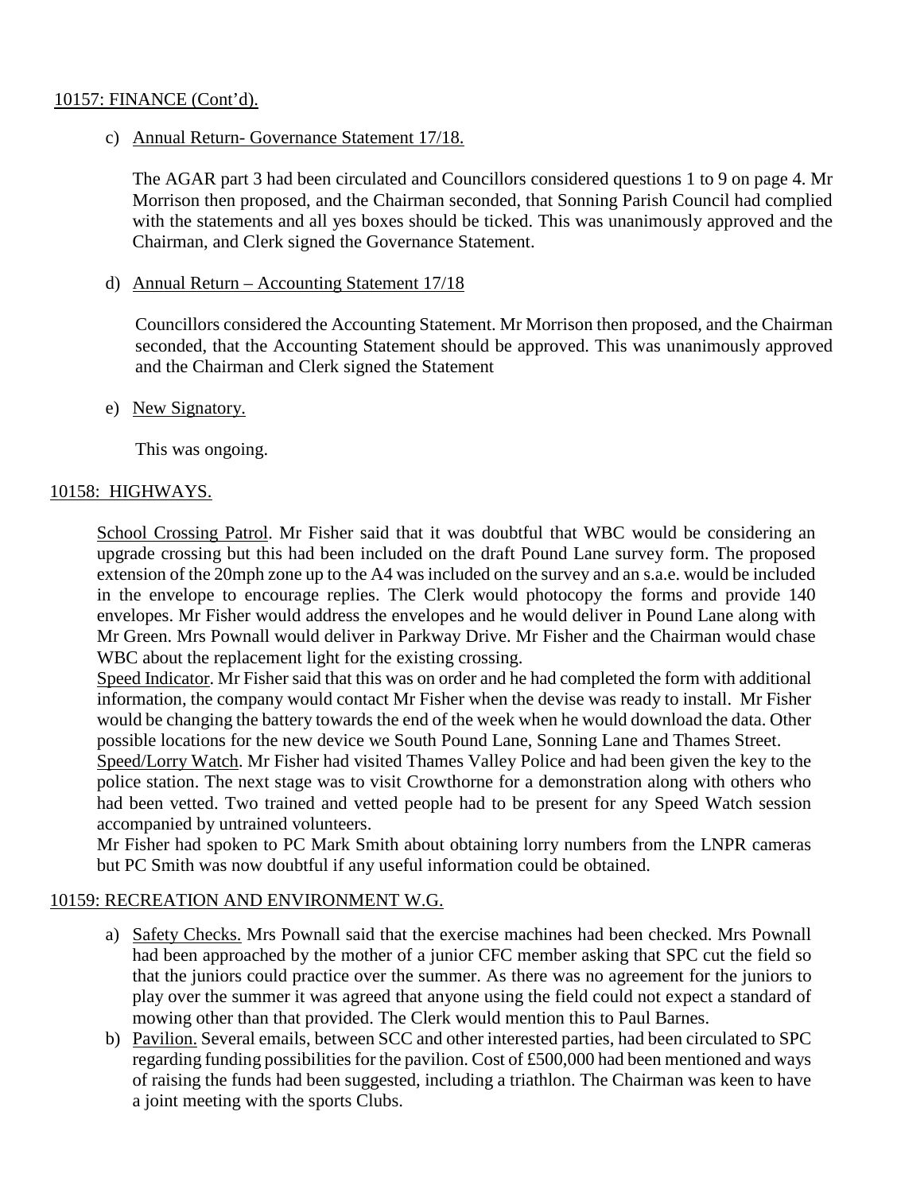10157: FINANCE (Cont'd).

c) Annual Return- Governance Statement 17/18.

   The AGAR part 3 had been circulated and Councillors considered questions 1 to 9 on page 4. Mr Morrison then proposed, and the Chairman seconded, that Sonning Parish Council had complied with the statements and all yes boxes should be ticked. This was unanimously approved and the Chairman, and Clerk signed the Governance Statement.

d) Annual Return – Accounting Statement 17/18

   Councillors considered the Accounting Statement. Mr Morrison then proposed, and the Chairman seconded, that the Accounting Statement should be approved. This was unanimously approved and the Chairman and Clerk signed the Statement

e) New Signatory.

   This was ongoing.

10158: HIGHWAYS.

School Crossing Patrol. Mr Fisher said that it was doubtful that WBC would be considering an upgrade crossing but this had been included on the draft Pound Lane survey form. The proposed extension of the 20mph zone up to the A4 was included on the survey and an s.a.e. would be included in the envelope to encourage replies. The Clerk would photocopy the forms and provide 140 envelopes. Mr Fisher would address the envelopes and he would deliver in Pound Lane along with Mr Green. Mrs Pownall would deliver in Parkway Drive. Mr Fisher and the Chairman would chase WBC about the replacement light for the existing crossing.

Speed Indicator. Mr Fisher said that this was on order and he had completed the form with additional information, the company would contact Mr Fisher when the devise was ready to install. Mr Fisher would be changing the battery towards the end of the week when he would download the data. Other possible locations for the new device we South Pound Lane, Sonning Lane and Thames Street.

Speed/Lorry Watch. Mr Fisher had visited Thames Valley Police and had been given the key to the police station. The next stage was to visit Crowthorne for a demonstration along with others who had been vetted. Two trained and vetted people had to be present for any Speed Watch session accompanied by untrained volunteers.

Mr Fisher had spoken to PC Mark Smith about obtaining lorry numbers from the LNPR cameras but PC Smith was now doubtful if any useful information could be obtained.

10159: RECREATION AND ENVIRONMENT W.G.

a) Safety Checks. Mrs Pownall said that the exercise machines had been checked. Mrs Pownall had been approached by the mother of a junior CFC member asking that SPC cut the field so that the juniors could practice over the summer. As there was no agreement for the juniors to play over the summer it was agreed that anyone using the field could not expect a standard of mowing other than that provided. The Clerk would mention this to Paul Barnes.
b) Pavilion. Several emails, between SCC and other interested parties, had been circulated to SPC regarding funding possibilities for the pavilion. Cost of £500,000 had been mentioned and ways of raising the funds had been suggested, including a triathlon. The Chairman was keen to have a joint meeting with the sports Clubs.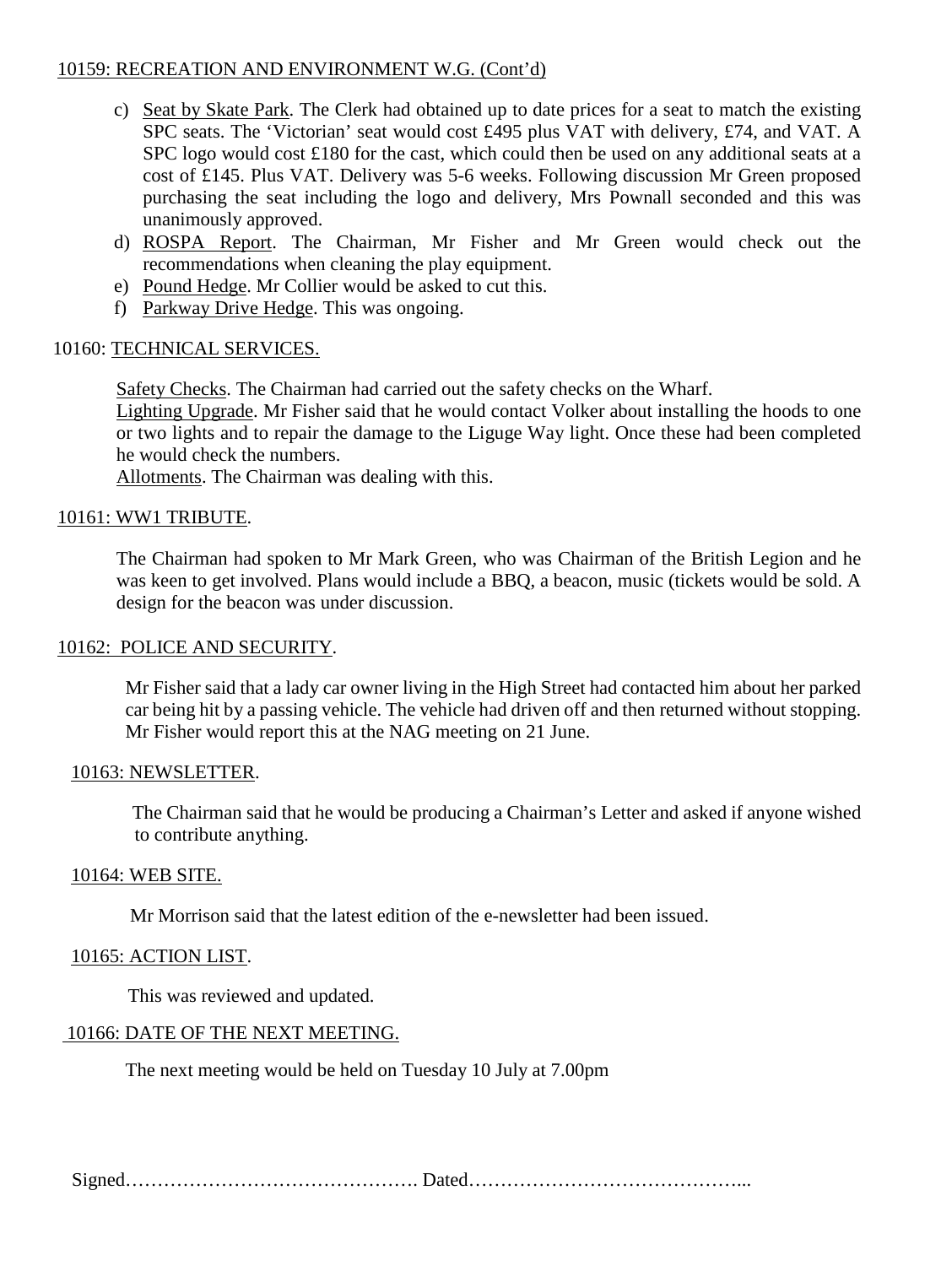10159: RECREATION AND ENVIRONMENT W.G. (Cont'd)

c) Seat by Skate Park. The Clerk had obtained up to date prices for a seat to match the existing SPC seats. The 'Victorian' seat would cost £495 plus VAT with delivery, £74, and VAT. A SPC logo would cost £180 for the cast, which could then be used on any additional seats at a cost of £145. Plus VAT. Delivery was 5-6 weeks. Following discussion Mr Green proposed purchasing the seat including the logo and delivery, Mrs Pownall seconded and this was unanimously approved.

d) ROSPA Report. The Chairman, Mr Fisher and Mr Green would check out the recommendations when cleaning the play equipment.

e) Pound Hedge. Mr Collier would be asked to cut this.

f) Parkway Drive Hedge. This was ongoing.

10160: TECHNICAL SERVICES.

Safety Checks. The Chairman had carried out the safety checks on the Wharf.
Lighting Upgrade. Mr Fisher said that he would contact Volker about installing the hoods to one or two lights and to repair the damage to the Liguge Way light. Once these had been completed he would check the numbers.
Allotments. The Chairman was dealing with this.

10161: WW1 TRIBUTE.

The Chairman had spoken to Mr Mark Green, who was Chairman of the British Legion and he was keen to get involved. Plans would include a BBQ, a beacon, music (tickets would be sold. A design for the beacon was under discussion.

10162: POLICE AND SECURITY.

Mr Fisher said that a lady car owner living in the High Street had contacted him about her parked car being hit by a passing vehicle. The vehicle had driven off and then returned without stopping. Mr Fisher would report this at the NAG meeting on 21 June.

10163: NEWSLETTER.

The Chairman said that he would be producing a Chairman's Letter and asked if anyone wished to contribute anything.

10164: WEB SITE.

Mr Morrison said that the latest edition of the e-newsletter had been issued.

10165: ACTION LIST.

This was reviewed and updated.

10166: DATE OF THE NEXT MEETING.

The next meeting would be held on Tuesday 10 July at 7.00pm

Signed………………………………………. Dated……………………………………...